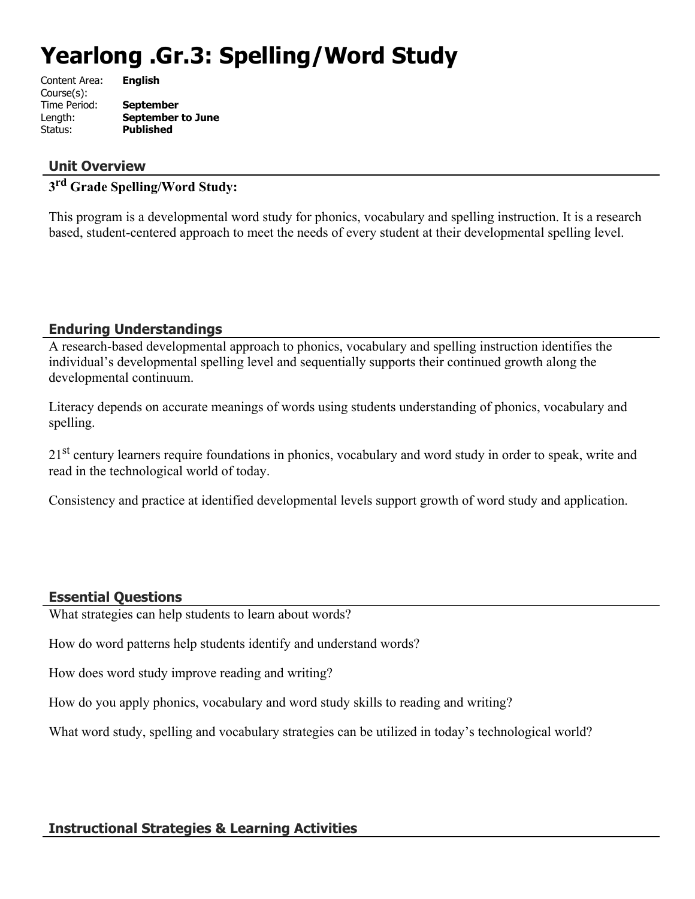# Yearlong .Gr.3: Spelling/Word Study

Content Area: **English**
Course(s):
Time Period: **September**
Length: **September to June**
Status: **Published**

## Unit Overview

**3rd Grade Spelling/Word Study:**

This program is a developmental word study for phonics, vocabulary and spelling instruction. It is a research based, student-centered approach to meet the needs of every student at their developmental spelling level.

## Enduring Understandings

A research-based developmental approach to phonics, vocabulary and spelling instruction identifies the individual's developmental spelling level and sequentially supports their continued growth along the developmental continuum.

Literacy depends on accurate meanings of words using students understanding of phonics, vocabulary and spelling.

21st century learners require foundations in phonics, vocabulary and word study in order to speak, write and read in the technological world of today.

Consistency and practice at identified developmental levels support growth of word study and application.

## Essential Questions

What strategies can help students to learn about words?

How do word patterns help students identify and understand words?

How does word study improve reading and writing?

How do you apply phonics, vocabulary and word study skills to reading and writing?

What word study, spelling and vocabulary strategies can be utilized in today's technological world?

## Instructional Strategies & Learning Activities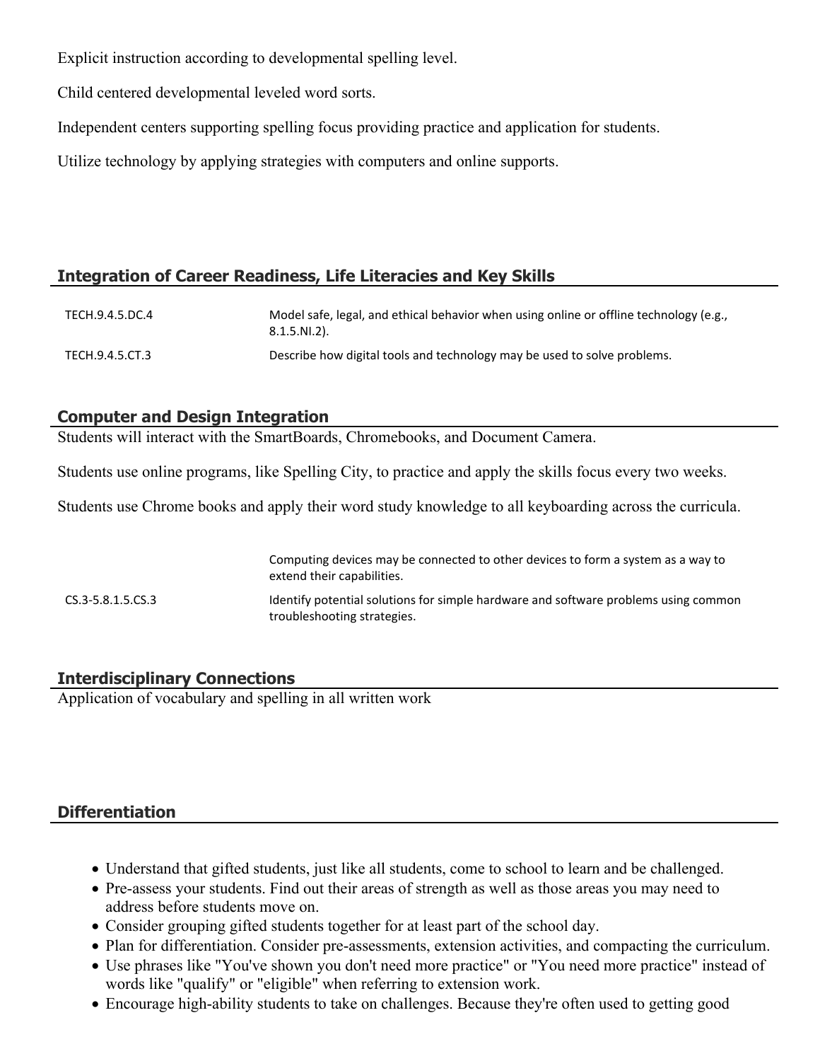Explicit instruction according to developmental spelling level.

Child centered developmental leveled word sorts.

Independent centers supporting spelling focus providing practice and application for students.

Utilize technology by applying strategies with computers and online supports.

## Integration of Career Readiness, Life Literacies and Key Skills

| | |
|---|---|
| TECH.9.4.5.DC.4 | Model safe, legal, and ethical behavior when using online or offline technology (e.g., 8.1.5.NI.2). |
| TECH.9.4.5.CT.3 | Describe how digital tools and technology may be used to solve problems. |

## Computer and Design Integration

Students will interact with the SmartBoards, Chromebooks, and Document Camera.

Students use online programs, like Spelling City, to practice and apply the skills focus every two weeks.

Students use Chrome books and apply their word study knowledge to all keyboarding across the curricula.

| | |
|---|---|
| | Computing devices may be connected to other devices to form a system as a way to extend their capabilities. |
| CS.3-5.8.1.5.CS.3 | Identify potential solutions for simple hardware and software problems using common troubleshooting strategies. |

## Interdisciplinary Connections

Application of vocabulary and spelling in all written work

## Differentiation

- Understand that gifted students, just like all students, come to school to learn and be challenged.
- Pre-assess your students. Find out their areas of strength as well as those areas you may need to address before students move on.
- Consider grouping gifted students together for at least part of the school day.
- Plan for differentiation. Consider pre-assessments, extension activities, and compacting the curriculum.
- Use phrases like "You've shown you don't need more practice" or "You need more practice" instead of words like "qualify" or "eligible" when referring to extension work.
- Encourage high-ability students to take on challenges. Because they're often used to getting good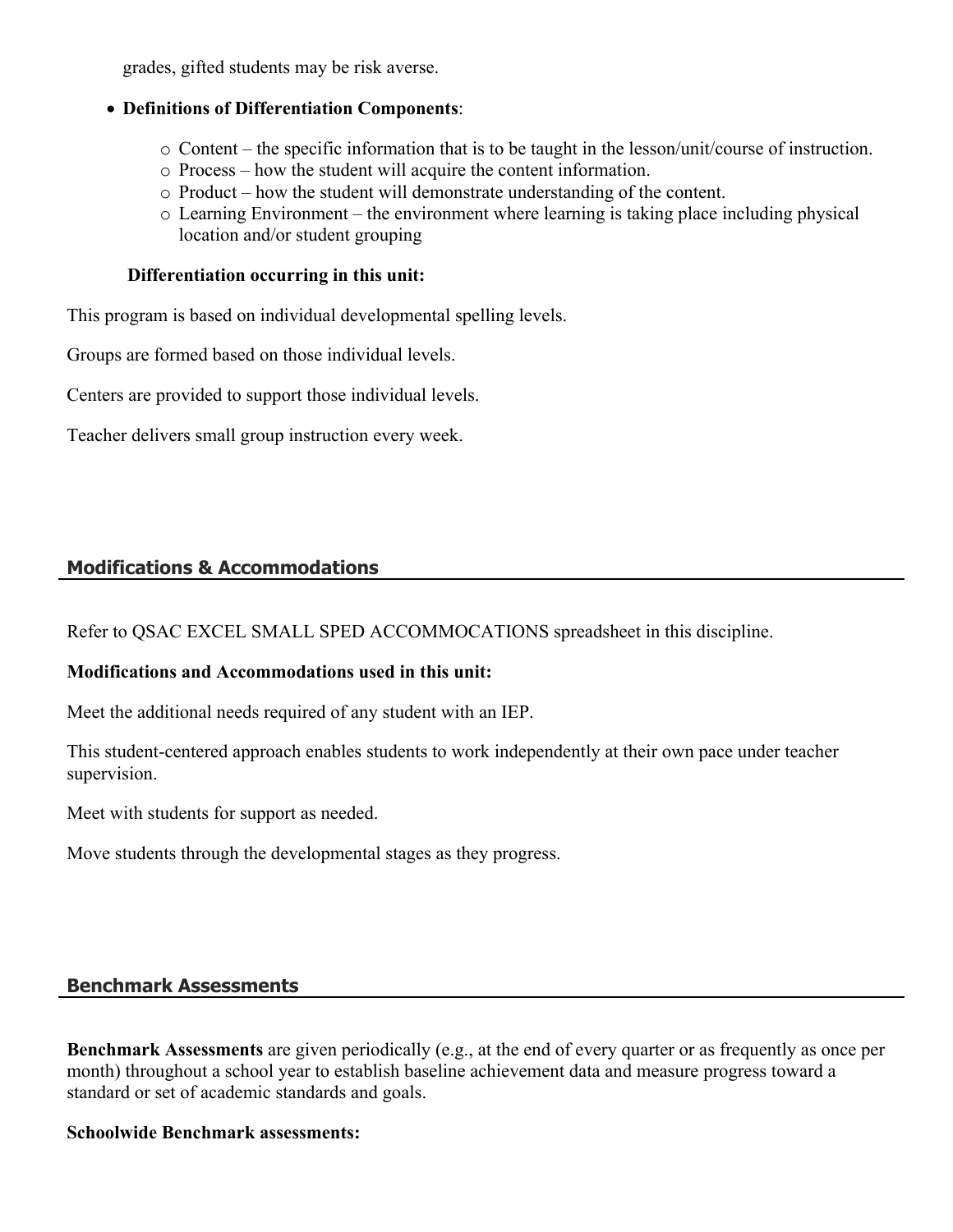grades, gifted students may be risk averse.

- **Definitions of Differentiation Components**:
    - Content – the specific information that is to be taught in the lesson/unit/course of instruction.
    - Process – how the student will acquire the content information.
    - Product – how the student will demonstrate understanding of the content.
    - Learning Environment – the environment where learning is taking place including physical location and/or student grouping

**Differentiation occurring in this unit:**

This program is based on individual developmental spelling levels.

Groups are formed based on those individual levels.

Centers are provided to support those individual levels.

Teacher delivers small group instruction every week.

## Modifications & Accommodations

Refer to QSAC EXCEL SMALL SPED ACCOMMOCATIONS spreadsheet in this discipline.

**Modifications and Accommodations used in this unit:**

Meet the additional needs required of any student with an IEP.

This student-centered approach enables students to work independently at their own pace under teacher supervision.

Meet with students for support as needed.

Move students through the developmental stages as they progress.

## Benchmark Assessments

**Benchmark Assessments** are given periodically (e.g., at the end of every quarter or as frequently as once per month) throughout a school year to establish baseline achievement data and measure progress toward a standard or set of academic standards and goals.

**Schoolwide Benchmark assessments:**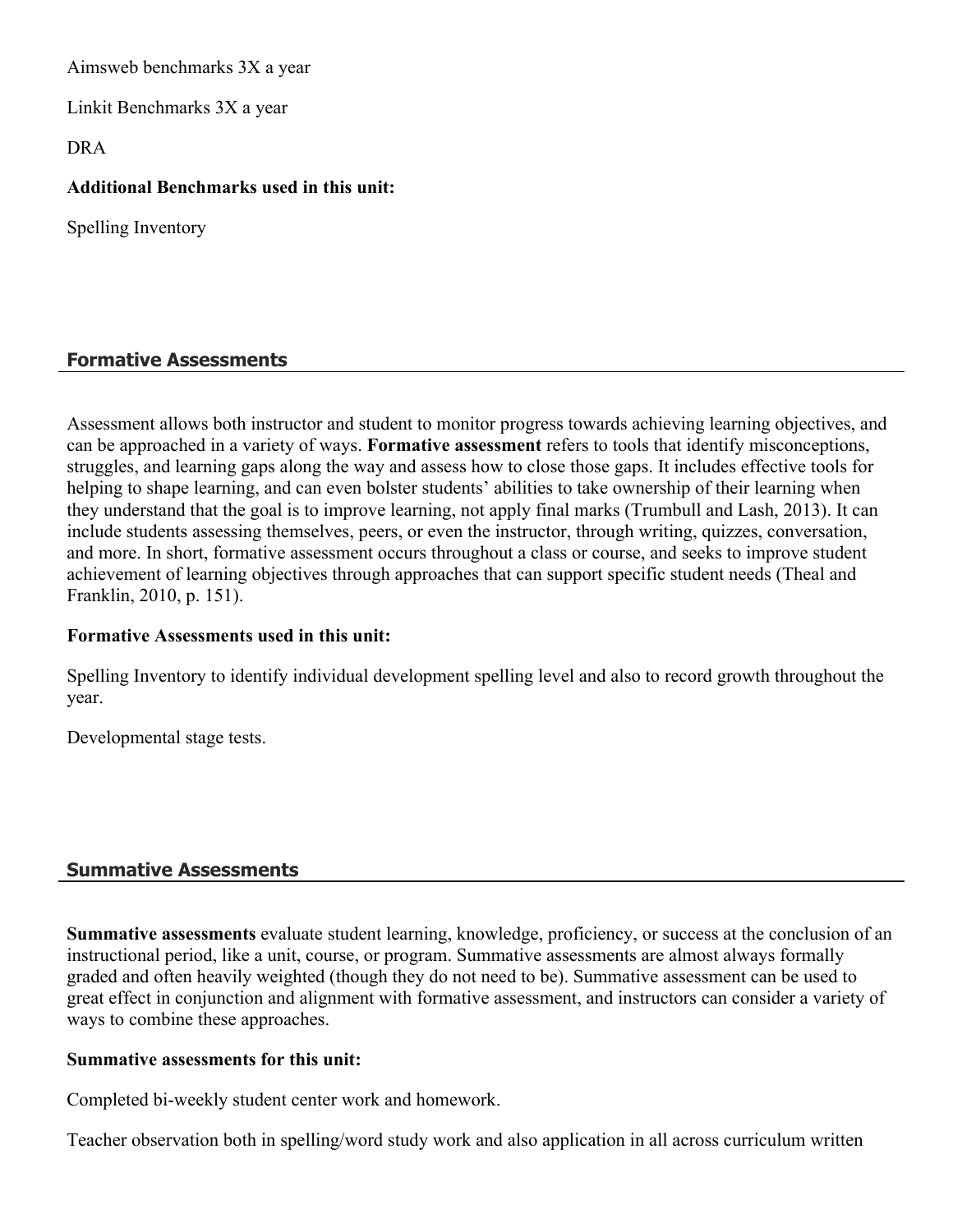Aimsweb benchmarks 3X a year

Linkit Benchmarks 3X a year

DRA

**Additional Benchmarks used in this unit:**

Spelling Inventory

## Formative Assessments

Assessment allows both instructor and student to monitor progress towards achieving learning objectives, and can be approached in a variety of ways. **Formative assessment** refers to tools that identify misconceptions, struggles, and learning gaps along the way and assess how to close those gaps. It includes effective tools for helping to shape learning, and can even bolster students' abilities to take ownership of their learning when they understand that the goal is to improve learning, not apply final marks (Trumbull and Lash, 2013). It can include students assessing themselves, peers, or even the instructor, through writing, quizzes, conversation, and more. In short, formative assessment occurs throughout a class or course, and seeks to improve student achievement of learning objectives through approaches that can support specific student needs (Theal and Franklin, 2010, p. 151).

**Formative Assessments used in this unit:**

Spelling Inventory to identify individual development spelling level and also to record growth throughout the year.

Developmental stage tests.

## Summative Assessments

**Summative assessments** evaluate student learning, knowledge, proficiency, or success at the conclusion of an instructional period, like a unit, course, or program. Summative assessments are almost always formally graded and often heavily weighted (though they do not need to be). Summative assessment can be used to great effect in conjunction and alignment with formative assessment, and instructors can consider a variety of ways to combine these approaches.

**Summative assessments for this unit:**

Completed bi-weekly student center work and homework.

Teacher observation both in spelling/word study work and also application in all across curriculum written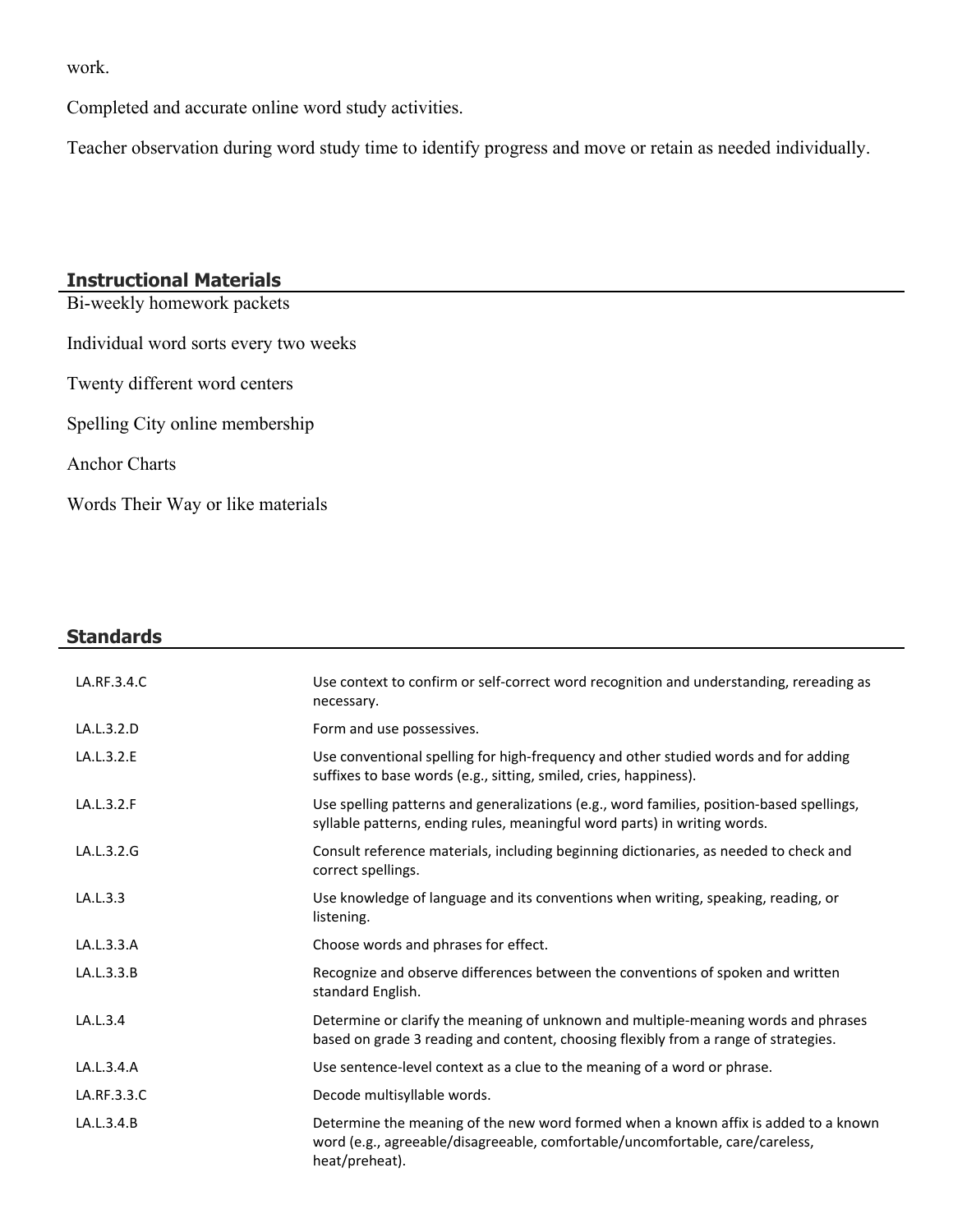work.

Completed and accurate online word study activities.

Teacher observation during word study time to identify progress and move or retain as needed individually.

## Instructional Materials

Bi-weekly homework packets

Individual word sorts every two weeks

Twenty different word centers

Spelling City online membership

Anchor Charts

Words Their Way or like materials

## Standards

| | |
|---|---|
| LA.RF.3.4.C | Use context to confirm or self-correct word recognition and understanding, rereading as necessary. |
| LA.L.3.2.D | Form and use possessives. |
| LA.L.3.2.E | Use conventional spelling for high-frequency and other studied words and for adding suffixes to base words (e.g., sitting, smiled, cries, happiness). |
| LA.L.3.2.F | Use spelling patterns and generalizations (e.g., word families, position-based spellings, syllable patterns, ending rules, meaningful word parts) in writing words. |
| LA.L.3.2.G | Consult reference materials, including beginning dictionaries, as needed to check and correct spellings. |
| LA.L.3.3 | Use knowledge of language and its conventions when writing, speaking, reading, or listening. |
| LA.L.3.3.A | Choose words and phrases for effect. |
| LA.L.3.3.B | Recognize and observe differences between the conventions of spoken and written standard English. |
| LA.L.3.4 | Determine or clarify the meaning of unknown and multiple-meaning words and phrases based on grade 3 reading and content, choosing flexibly from a range of strategies. |
| LA.L.3.4.A | Use sentence-level context as a clue to the meaning of a word or phrase. |
| LA.RF.3.3.C | Decode multisyllable words. |
| LA.L.3.4.B | Determine the meaning of the new word formed when a known affix is added to a known word (e.g., agreeable/disagreeable, comfortable/uncomfortable, care/careless, heat/preheat). |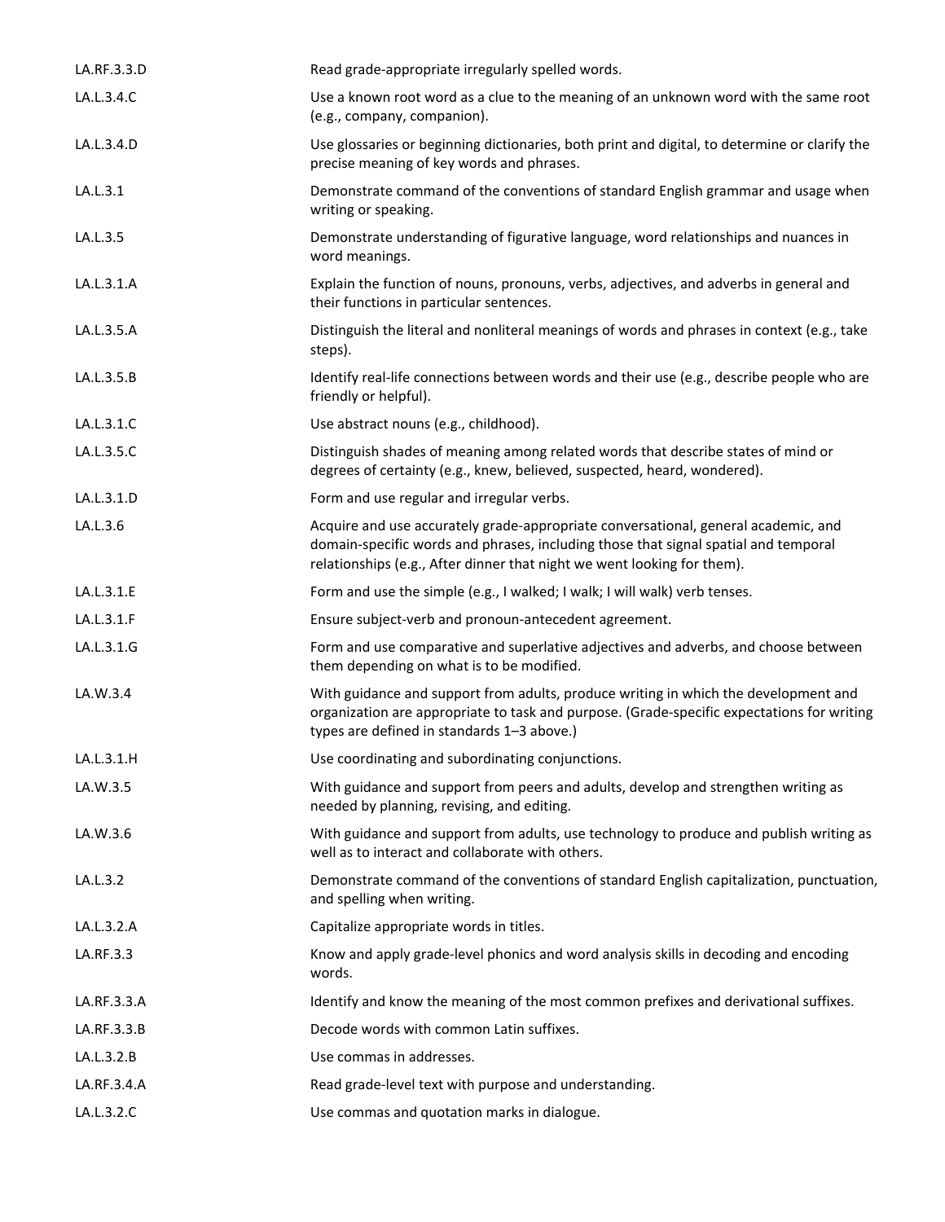| | |
|---|---|
| LA.RF.3.3.D | Read grade-appropriate irregularly spelled words. |
| LA.L.3.4.C | Use a known root word as a clue to the meaning of an unknown word with the same root (e.g., company, companion). |
| LA.L.3.4.D | Use glossaries or beginning dictionaries, both print and digital, to determine or clarify the precise meaning of key words and phrases. |
| LA.L.3.1 | Demonstrate command of the conventions of standard English grammar and usage when writing or speaking. |
| LA.L.3.5 | Demonstrate understanding of figurative language, word relationships and nuances in word meanings. |
| LA.L.3.1.A | Explain the function of nouns, pronouns, verbs, adjectives, and adverbs in general and their functions in particular sentences. |
| LA.L.3.5.A | Distinguish the literal and nonliteral meanings of words and phrases in context (e.g., take steps). |
| LA.L.3.5.B | Identify real-life connections between words and their use (e.g., describe people who are friendly or helpful). |
| LA.L.3.1.C | Use abstract nouns (e.g., childhood). |
| LA.L.3.5.C | Distinguish shades of meaning among related words that describe states of mind or degrees of certainty (e.g., knew, believed, suspected, heard, wondered). |
| LA.L.3.1.D | Form and use regular and irregular verbs. |
| LA.L.3.6 | Acquire and use accurately grade-appropriate conversational, general academic, and domain-specific words and phrases, including those that signal spatial and temporal relationships (e.g., After dinner that night we went looking for them). |
| LA.L.3.1.E | Form and use the simple (e.g., I walked; I walk; I will walk) verb tenses. |
| LA.L.3.1.F | Ensure subject-verb and pronoun-antecedent agreement. |
| LA.L.3.1.G | Form and use comparative and superlative adjectives and adverbs, and choose between them depending on what is to be modified. |
| LA.W.3.4 | With guidance and support from adults, produce writing in which the development and organization are appropriate to task and purpose. (Grade-specific expectations for writing types are defined in standards 1–3 above.) |
| LA.L.3.1.H | Use coordinating and subordinating conjunctions. |
| LA.W.3.5 | With guidance and support from peers and adults, develop and strengthen writing as needed by planning, revising, and editing. |
| LA.W.3.6 | With guidance and support from adults, use technology to produce and publish writing as well as to interact and collaborate with others. |
| LA.L.3.2 | Demonstrate command of the conventions of standard English capitalization, punctuation, and spelling when writing. |
| LA.L.3.2.A | Capitalize appropriate words in titles. |
| LA.RF.3.3 | Know and apply grade-level phonics and word analysis skills in decoding and encoding words. |
| LA.RF.3.3.A | Identify and know the meaning of the most common prefixes and derivational suffixes. |
| LA.RF.3.3.B | Decode words with common Latin suffixes. |
| LA.L.3.2.B | Use commas in addresses. |
| LA.RF.3.4.A | Read grade-level text with purpose and understanding. |
| LA.L.3.2.C | Use commas and quotation marks in dialogue. |